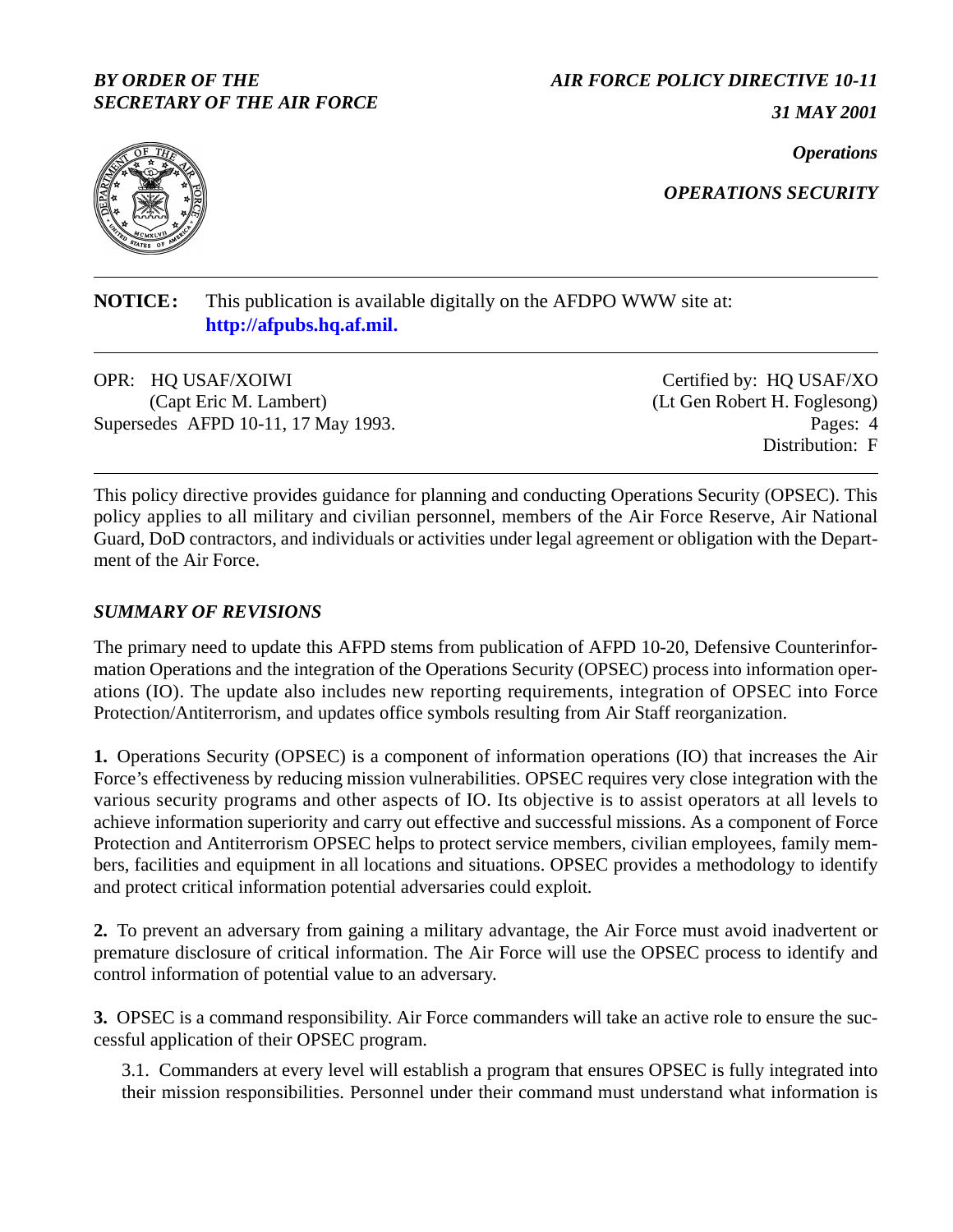*BY ORDER OF THE SECRETARY OF THE AIR FORCE*

*AIR FORCE POLICY DIRECTIVE 10-11*

*31 MAY 2001*

*Operations*

*OPERATIONS SECURITY*

---

**NOTICE:** This publication is available digitally on the AFDPO WWW site at: **http://afpubs.hq.af.mil.**

---

OPR: HQ USAF/XOIWI (Capt Eric M. Lambert)
Supersedes AFPD 10-11, 17 May 1993.

Certified by: HQ USAF/XO (Lt Gen Robert H. Foglesong)
Pages: 4
Distribution: F

---

This policy directive provides guidance for planning and conducting Operations Security (OPSEC). This policy applies to all military and civilian personnel, members of the Air Force Reserve, Air National Guard, DoD contractors, and individuals or activities under legal agreement or obligation with the Department of the Air Force.

## *SUMMARY OF REVISIONS*

The primary need to update this AFPD stems from publication of AFPD 10-20, Defensive Counterinformation Operations and the integration of the Operations Security (OPSEC) process into information operations (IO). The update also includes new reporting requirements, integration of OPSEC into Force Protection/Antiterrorism, and updates office symbols resulting from Air Staff reorganization.

**1.** Operations Security (OPSEC) is a component of information operations (IO) that increases the Air Force's effectiveness by reducing mission vulnerabilities. OPSEC requires very close integration with the various security programs and other aspects of IO. Its objective is to assist operators at all levels to achieve information superiority and carry out effective and successful missions. As a component of Force Protection and Antiterrorism OPSEC helps to protect service members, civilian employees, family members, facilities and equipment in all locations and situations. OPSEC provides a methodology to identify and protect critical information potential adversaries could exploit.

**2.** To prevent an adversary from gaining a military advantage, the Air Force must avoid inadvertent or premature disclosure of critical information. The Air Force will use the OPSEC process to identify and control information of potential value to an adversary.

**3.** OPSEC is a command responsibility. Air Force commanders will take an active role to ensure the successful application of their OPSEC program.

3.1. Commanders at every level will establish a program that ensures OPSEC is fully integrated into their mission responsibilities. Personnel under their command must understand what information is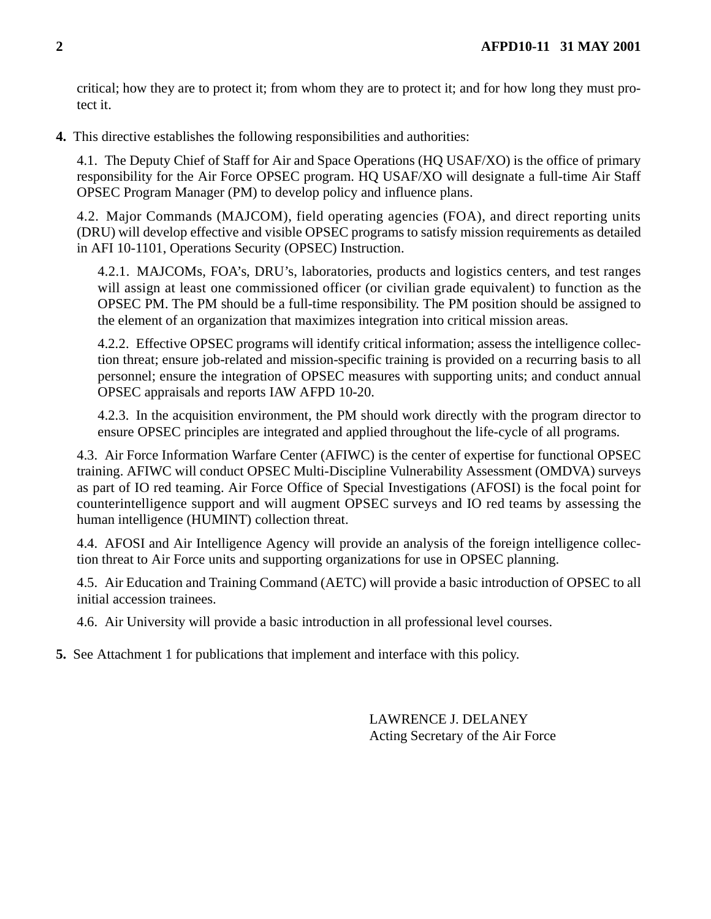critical; how they are to protect it; from whom they are to protect it; and for how long they must protect it.

**4.** This directive establishes the following responsibilities and authorities:

4.1. The Deputy Chief of Staff for Air and Space Operations (HQ USAF/XO) is the office of primary responsibility for the Air Force OPSEC program. HQ USAF/XO will designate a full-time Air Staff OPSEC Program Manager (PM) to develop policy and influence plans.

4.2. Major Commands (MAJCOM), field operating agencies (FOA), and direct reporting units (DRU) will develop effective and visible OPSEC programs to satisfy mission requirements as detailed in AFI 10-1101, Operations Security (OPSEC) Instruction.

4.2.1. MAJCOMs, FOA's, DRU's, laboratories, products and logistics centers, and test ranges will assign at least one commissioned officer (or civilian grade equivalent) to function as the OPSEC PM. The PM should be a full-time responsibility. The PM position should be assigned to the element of an organization that maximizes integration into critical mission areas.

4.2.2. Effective OPSEC programs will identify critical information; assess the intelligence collection threat; ensure job-related and mission-specific training is provided on a recurring basis to all personnel; ensure the integration of OPSEC measures with supporting units; and conduct annual OPSEC appraisals and reports IAW AFPD 10-20.

4.2.3. In the acquisition environment, the PM should work directly with the program director to ensure OPSEC principles are integrated and applied throughout the life-cycle of all programs.

4.3. Air Force Information Warfare Center (AFIWC) is the center of expertise for functional OPSEC training. AFIWC will conduct OPSEC Multi-Discipline Vulnerability Assessment (OMDVA) surveys as part of IO red teaming. Air Force Office of Special Investigations (AFOSI) is the focal point for counterintelligence support and will augment OPSEC surveys and IO red teams by assessing the human intelligence (HUMINT) collection threat.

4.4. AFOSI and Air Intelligence Agency will provide an analysis of the foreign intelligence collection threat to Air Force units and supporting organizations for use in OPSEC planning.

4.5. Air Education and Training Command (AETC) will provide a basic introduction of OPSEC to all initial accession trainees.

4.6. Air University will provide a basic introduction in all professional level courses.

**5.** See Attachment 1 for publications that implement and interface with this policy.

LAWRENCE J. DELANEY
Acting Secretary of the Air Force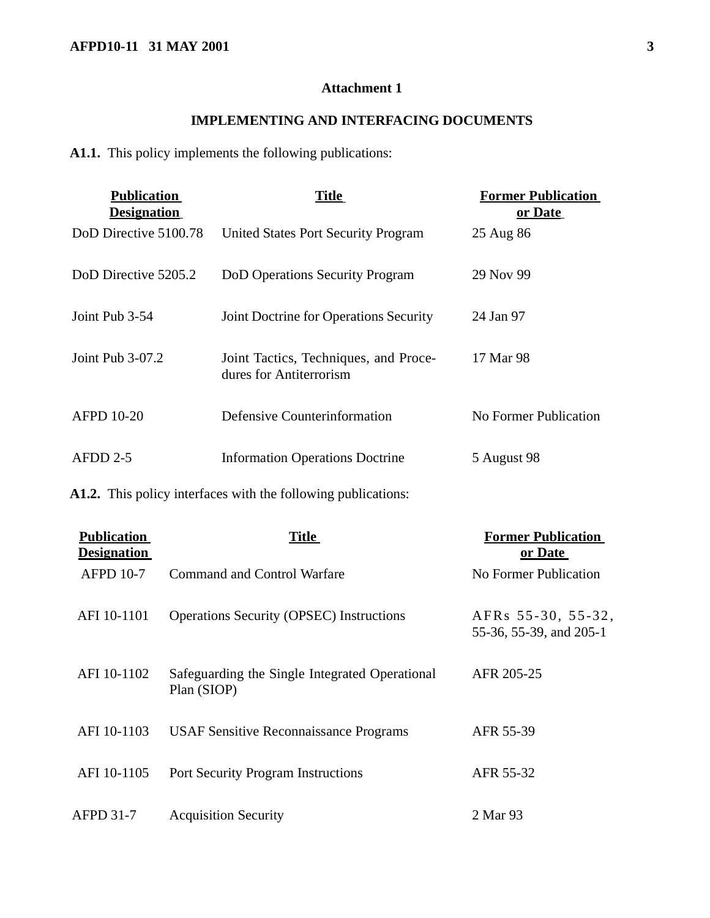**Attachment 1**

**IMPLEMENTING AND INTERFACING DOCUMENTS**

**A1.1.** This policy implements the following publications:

| Publication Designation | Title | Former Publication or Date |
|---|---|---|
| DoD Directive 5100.78 | United States Port Security Program | 25 Aug 86 |
| DoD Directive 5205.2 | DoD Operations Security Program | 29 Nov 99 |
| Joint Pub 3-54 | Joint Doctrine for Operations Security | 24 Jan 97 |
| Joint Pub 3-07.2 | Joint Tactics, Techniques, and Procedures for Antiterrorism | 17 Mar 98 |
| AFPD 10-20 | Defensive Counterinformation | No Former Publication |
| AFDD 2-5 | Information Operations Doctrine | 5 August 98 |

**A1.2.** This policy interfaces with the following publications:

| Publication Designation | Title | Former Publication or Date |
|---|---|---|
| AFPD 10-7 | Command and Control Warfare | No Former Publication |
| AFI 10-1101 | Operations Security (OPSEC) Instructions | AFRs 55-30, 55-32, 55-36, 55-39, and 205-1 |
| AFI 10-1102 | Safeguarding the Single Integrated Operational Plan (SIOP) | AFR 205-25 |
| AFI 10-1103 | USAF Sensitive Reconnaissance Programs | AFR 55-39 |
| AFI 10-1105 | Port Security Program Instructions | AFR 55-32 |
| AFPD 31-7 | Acquisition Security | 2 Mar 93 |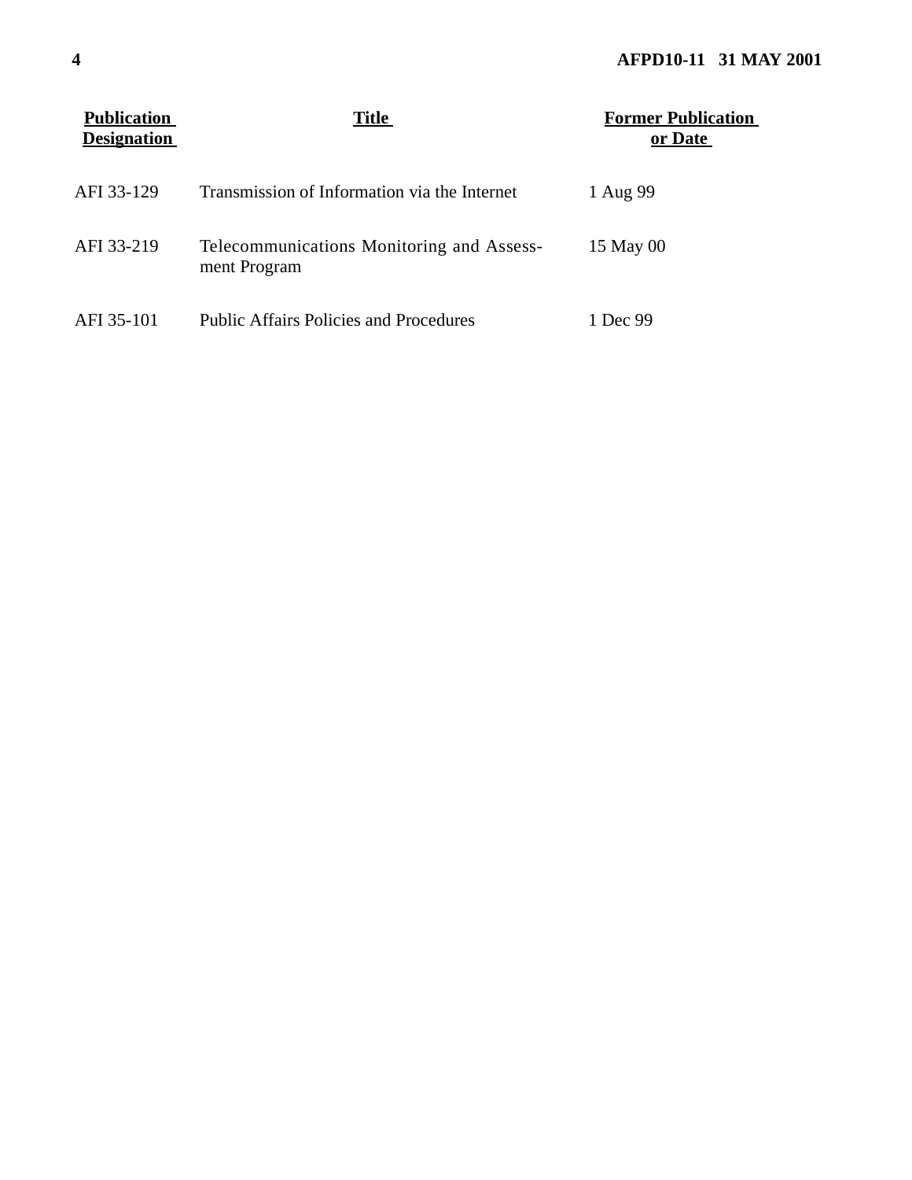| Publication Designation | Title | Former Publication or Date |
|---|---|---|
| AFI 33-129 | Transmission of Information via the Internet | 1 Aug 99 |
| AFI 33-219 | Telecommunications Monitoring and Assessment Program | 15 May 00 |
| AFI 35-101 | Public Affairs Policies and Procedures | 1 Dec 99 |